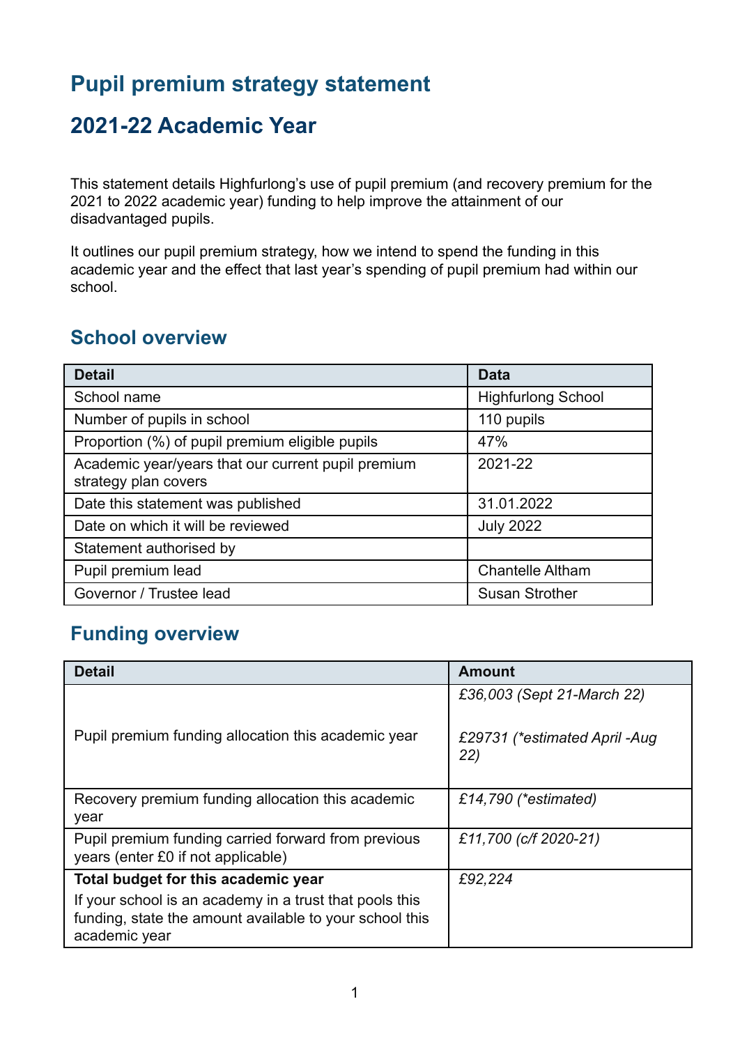# Pupil premium strategy statement

# 2021-22 Academic Year

This statement details Highfurlong's use of pupil premium (and recovery premium for the 2021 to 2022 academic year) funding to help improve the attainment of our disadvantaged pupils.

It outlines our pupil premium strategy, how we intend to spend the funding in this academic year and the effect that last year's spending of pupil premium had within our school.

## School overview

| Detail | Data |
|---|---|
| School name | Highfurlong School |
| Number of pupils in school | 110 pupils |
| Proportion (%) of pupil premium eligible pupils | 47% |
| Academic year/years that our current pupil premium strategy plan covers | 2021-22 |
| Date this statement was published | 31.01.2022 |
| Date on which it will be reviewed | July 2022 |
| Statement authorised by | |
| Pupil premium lead | Chantelle Altham |
| Governor / Trustee lead | Susan Strother |

## Funding overview

| Detail | Amount |
|---|---|
| Pupil premium funding allocation this academic year | *£36,003 (Sept 21-March 22)*<br><br>*£29731 (\*estimated April -Aug 22)* |
| Recovery premium funding allocation this academic year | *£14,790 (\*estimated)* |
| Pupil premium funding carried forward from previous years (enter £0 if not applicable) | *£11,700 (c/f 2020-21)* |
| **Total budget for this academic year**<br>If your school is an academy in a trust that pools this funding, state the amount available to your school this academic year | *£92,224* |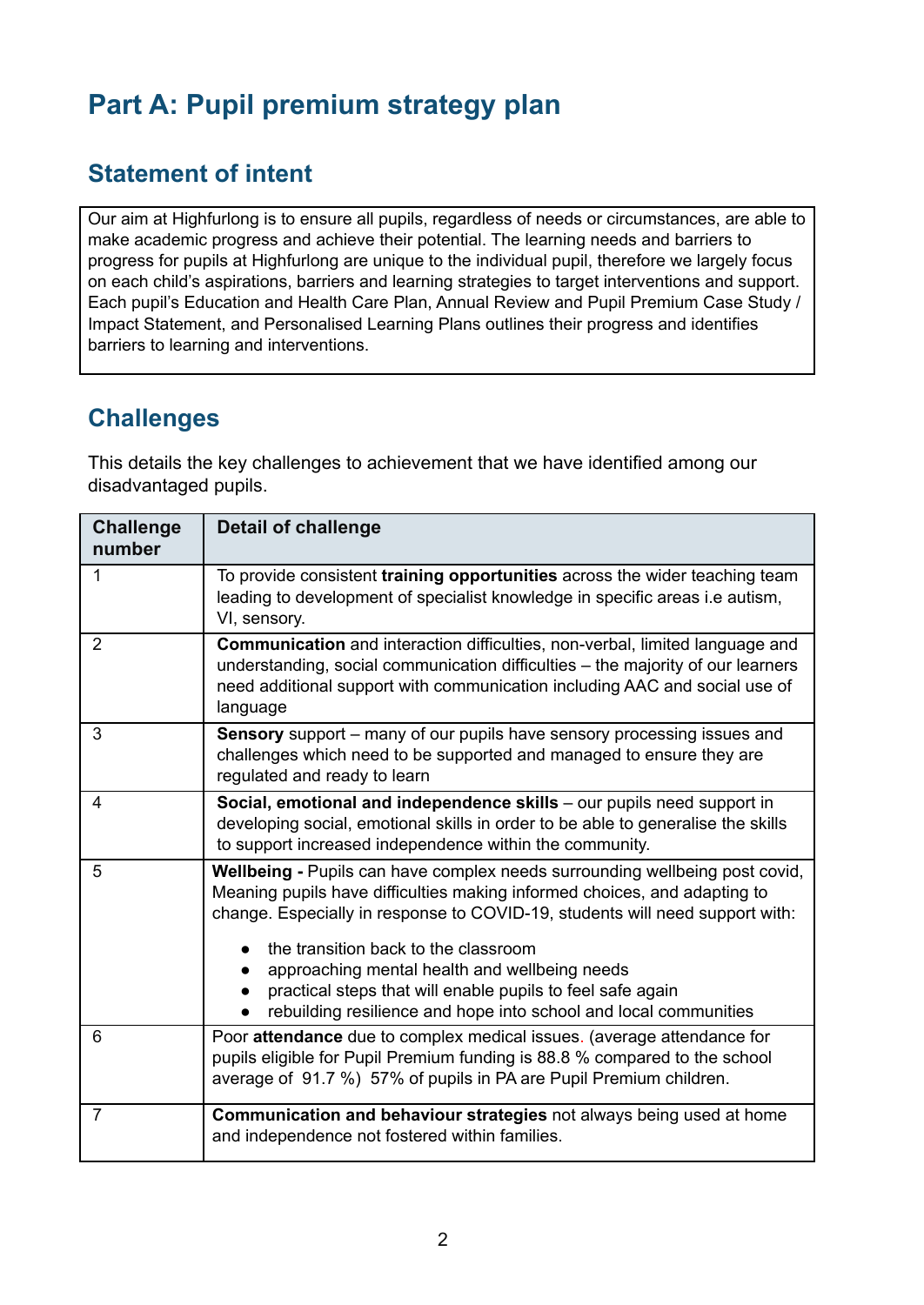# Part A: Pupil premium strategy plan

## Statement of intent

Our aim at Highfurlong is to ensure all pupils, regardless of needs or circumstances, are able to make academic progress and achieve their potential. The learning needs and barriers to progress for pupils at Highfurlong are unique to the individual pupil, therefore we largely focus on each child's aspirations, barriers and learning strategies to target interventions and support. Each pupil's Education and Health Care Plan, Annual Review and Pupil Premium Case Study / Impact Statement, and Personalised Learning Plans outlines their progress and identifies barriers to learning and interventions.

## Challenges

This details the key challenges to achievement that we have identified among our disadvantaged pupils.

| Challenge number | Detail of challenge |
|---|---|
| 1 | To provide consistent **training opportunities** across the wider teaching team leading to development of specialist knowledge in specific areas i.e autism, VI, sensory. |
| 2 | **Communication** and interaction difficulties, non-verbal, limited language and understanding, social communication difficulties – the majority of our learners need additional support with communication including AAC and social use of language |
| 3 | **Sensory** support – many of our pupils have sensory processing issues and challenges which need to be supported and managed to ensure they are regulated and ready to learn |
| 4 | **Social, emotional and independence skills** – our pupils need support in developing social, emotional skills in order to be able to generalise the skills to support increased independence within the community. |
| 5 | **Wellbeing -** Pupils can have complex needs surrounding wellbeing post covid, Meaning pupils have difficulties making informed choices, and adapting to change. Especially in response to COVID-19, students will need support with:<br>• the transition back to the classroom<br>• approaching mental health and wellbeing needs<br>• practical steps that will enable pupils to feel safe again<br>• rebuilding resilience and hope into school and local communities |
| 6 | Poor **attendance** due to complex medical issues. (average attendance for pupils eligible for Pupil Premium funding is 88.8 % compared to the school average of 91.7 %) 57% of pupils in PA are Pupil Premium children. |
| 7 | **Communication and behaviour strategies** not always being used at home and independence not fostered within families. |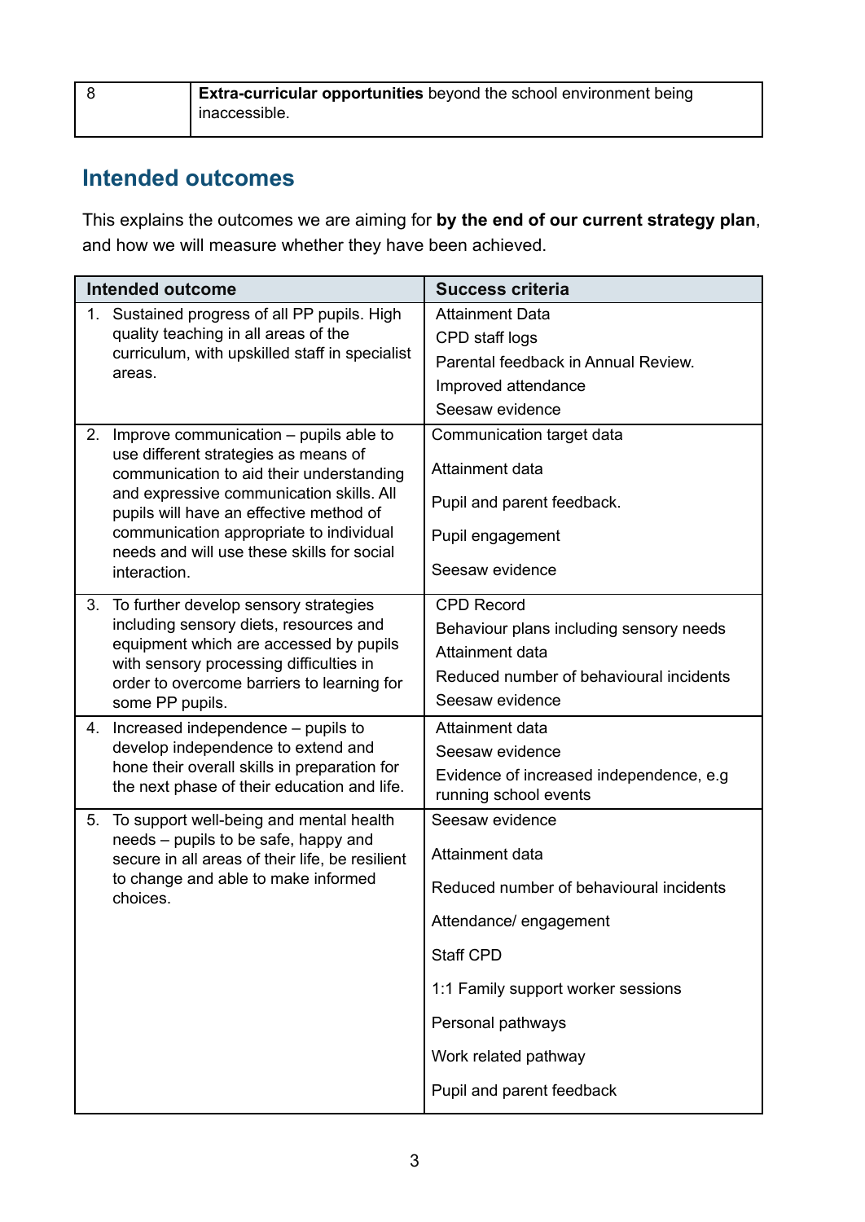| 8 | **Extra-curricular opportunities** beyond the school environment being inaccessible. |
|---|---|

## Intended outcomes

This explains the outcomes we are aiming for **by the end of our current strategy plan**, and how we will measure whether they have been achieved.

| Intended outcome | Success criteria |
|---|---|
| 1. Sustained progress of all PP pupils. High quality teaching in all areas of the curriculum, with upskilled staff in specialist areas. | Attainment Data<br>CPD staff logs<br>Parental feedback in Annual Review.<br>Improved attendance<br>Seesaw evidence |
| 2. Improve communication – pupils able to use different strategies as means of communication to aid their understanding and expressive communication skills. All pupils will have an effective method of communication appropriate to individual needs and will use these skills for social interaction. | Communication target data<br>Attainment data<br>Pupil and parent feedback.<br>Pupil engagement<br>Seesaw evidence |
| 3. To further develop sensory strategies including sensory diets, resources and equipment which are accessed by pupils with sensory processing difficulties in order to overcome barriers to learning for some PP pupils. | CPD Record<br>Behaviour plans including sensory needs<br>Attainment data<br>Reduced number of behavioural incidents<br>Seesaw evidence |
| 4. Increased independence – pupils to develop independence to extend and hone their overall skills in preparation for the next phase of their education and life. | Attainment data<br>Seesaw evidence<br>Evidence of increased independence, e.g running school events |
| 5. To support well-being and mental health needs – pupils to be safe, happy and secure in all areas of their life, be resilient to change and able to make informed choices. | Seesaw evidence<br>Attainment data<br>Reduced number of behavioural incidents<br>Attendance/ engagement<br>Staff CPD<br>1:1 Family support worker sessions<br>Personal pathways<br>Work related pathway<br>Pupil and parent feedback |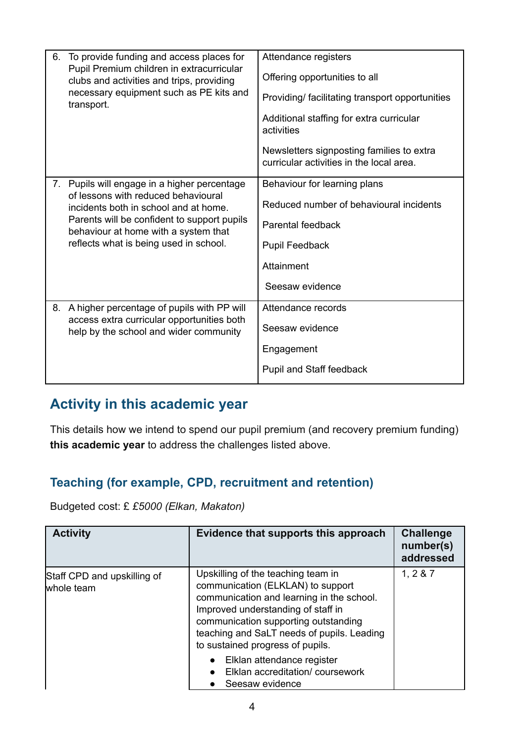| | |
|---|---|
| 6. To provide funding and access places for Pupil Premium children in extracurricular clubs and activities and trips, providing necessary equipment such as PE kits and transport. | Attendance registers<br><br>Offering opportunities to all<br><br>Providing/ facilitating transport opportunities<br><br>Additional staffing for extra curricular activities<br><br>Newsletters signposting families to extra curricular activities in the local area. |
| 7. Pupils will engage in a higher percentage of lessons with reduced behavioural incidents both in school and at home. Parents will be confident to support pupils behaviour at home with a system that reflects what is being used in school. | Behaviour for learning plans<br><br>Reduced number of behavioural incidents<br><br>Parental feedback<br><br>Pupil Feedback<br><br>Attainment<br><br>Seesaw evidence |
| 8. A higher percentage of pupils with PP will access extra curricular opportunities both help by the school and wider community | Attendance records<br><br>Seesaw evidence<br><br>Engagement<br><br>Pupil and Staff feedback |

## Activity in this academic year

This details how we intend to spend our pupil premium (and recovery premium funding) **this academic year** to address the challenges listed above.

### Teaching (for example, CPD, recruitment and retention)

Budgeted cost: £ *£5000 (Elkan, Makaton)*

| Activity | Evidence that supports this approach | Challenge number(s) addressed |
|---|---|---|
| Staff CPD and upskilling of whole team | Upskilling of the teaching team in communication (ELKLAN) to support communication and learning in the school. Improved understanding of staff in communication supporting outstanding teaching and SaLT needs of pupils. Leading to sustained progress of pupils.<br><br>• Elklan attendance register<br>• Elklan accreditation/ coursework<br>• Seesaw evidence | 1, 2 & 7 |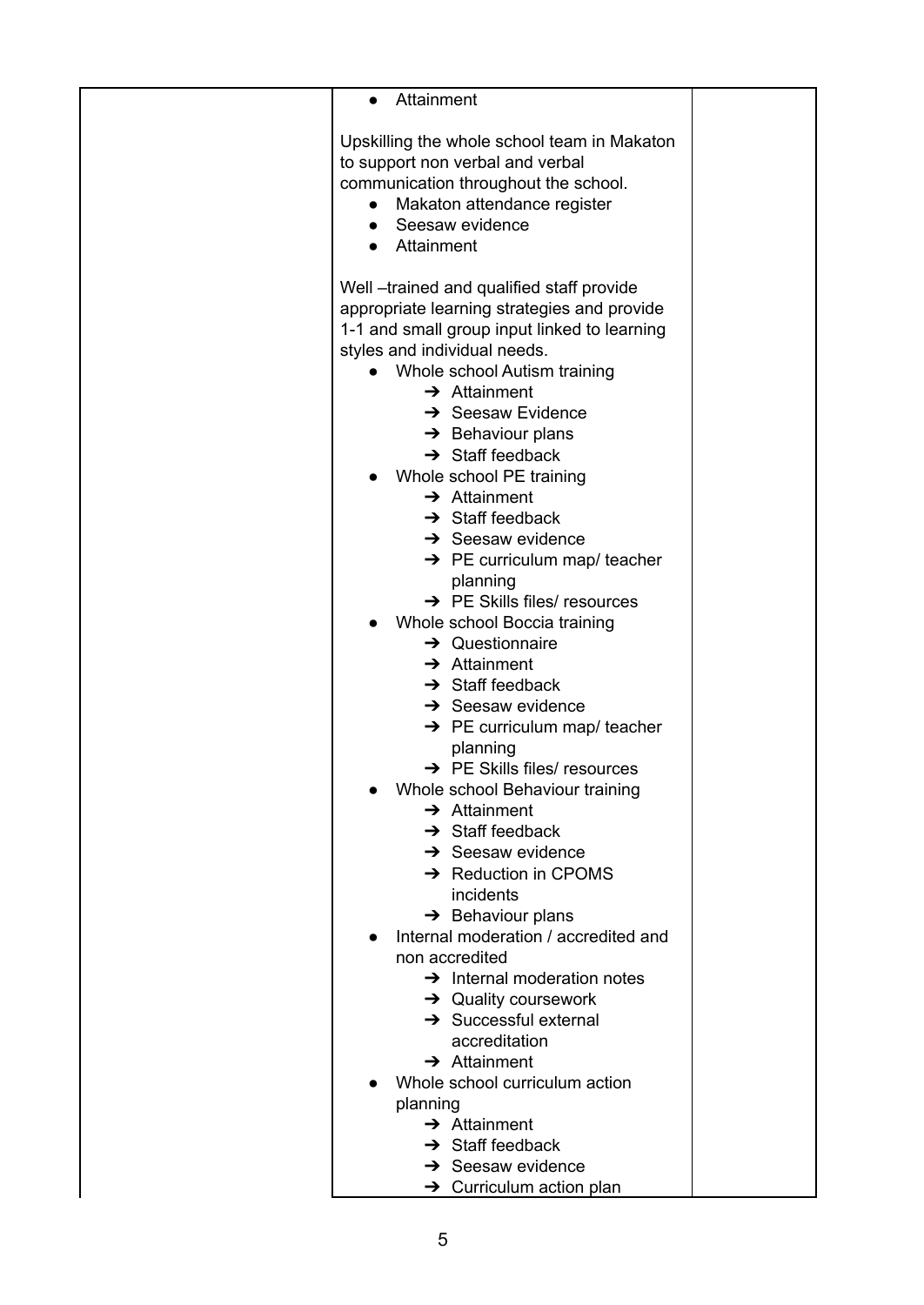| | | |
|---|---|---|
| | • Attainment<br><br>Upskilling the whole school team in Makaton to support non verbal and verbal communication throughout the school.<br>• Makaton attendance register<br>• Seesaw evidence<br>• Attainment<br><br>Well –trained and qualified staff provide appropriate learning strategies and provide 1-1 and small group input linked to learning styles and individual needs.<br>• Whole school Autism training<br>&nbsp;&nbsp;&nbsp;&nbsp;➔ Attainment<br>&nbsp;&nbsp;&nbsp;&nbsp;➔ Seesaw Evidence<br>&nbsp;&nbsp;&nbsp;&nbsp;➔ Behaviour plans<br>&nbsp;&nbsp;&nbsp;&nbsp;➔ Staff feedback<br>• Whole school PE training<br>&nbsp;&nbsp;&nbsp;&nbsp;➔ Attainment<br>&nbsp;&nbsp;&nbsp;&nbsp;➔ Staff feedback<br>&nbsp;&nbsp;&nbsp;&nbsp;➔ Seesaw evidence<br>&nbsp;&nbsp;&nbsp;&nbsp;➔ PE curriculum map/ teacher planning<br>&nbsp;&nbsp;&nbsp;&nbsp;➔ PE Skills files/ resources<br>• Whole school Boccia training<br>&nbsp;&nbsp;&nbsp;&nbsp;➔ Questionnaire<br>&nbsp;&nbsp;&nbsp;&nbsp;➔ Attainment<br>&nbsp;&nbsp;&nbsp;&nbsp;➔ Staff feedback<br>&nbsp;&nbsp;&nbsp;&nbsp;➔ Seesaw evidence<br>&nbsp;&nbsp;&nbsp;&nbsp;➔ PE curriculum map/ teacher planning<br>&nbsp;&nbsp;&nbsp;&nbsp;➔ PE Skills files/ resources<br>• Whole school Behaviour training<br>&nbsp;&nbsp;&nbsp;&nbsp;➔ Attainment<br>&nbsp;&nbsp;&nbsp;&nbsp;➔ Staff feedback<br>&nbsp;&nbsp;&nbsp;&nbsp;➔ Seesaw evidence<br>&nbsp;&nbsp;&nbsp;&nbsp;➔ Reduction in CPOMS incidents<br>&nbsp;&nbsp;&nbsp;&nbsp;➔ Behaviour plans<br>• Internal moderation / accredited and non accredited<br>&nbsp;&nbsp;&nbsp;&nbsp;➔ Internal moderation notes<br>&nbsp;&nbsp;&nbsp;&nbsp;➔ Quality coursework<br>&nbsp;&nbsp;&nbsp;&nbsp;➔ Successful external accreditation<br>&nbsp;&nbsp;&nbsp;&nbsp;➔ Attainment<br>• Whole school curriculum action planning<br>&nbsp;&nbsp;&nbsp;&nbsp;➔ Attainment<br>&nbsp;&nbsp;&nbsp;&nbsp;➔ Staff feedback<br>&nbsp;&nbsp;&nbsp;&nbsp;➔ Seesaw evidence<br>&nbsp;&nbsp;&nbsp;&nbsp;➔ Curriculum action plan | |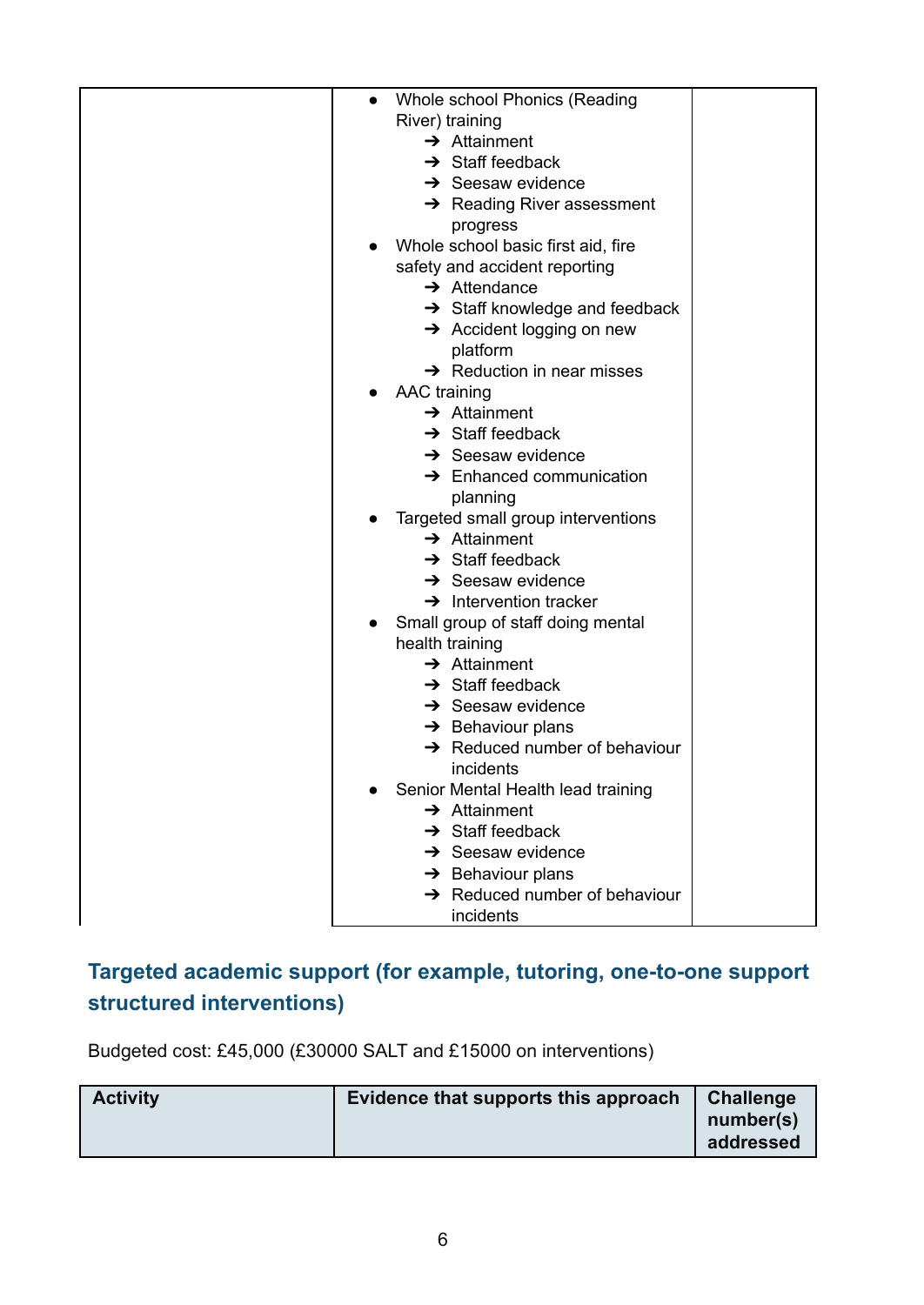| | | |
|---|---|---|
| | <ul><li>Whole school Phonics (Reading River) training<ul><li>➔ Attainment</li><li>➔ Staff feedback</li><li>➔ Seesaw evidence</li><li>➔ Reading River assessment progress</li></ul></li><li>Whole school basic first aid, fire safety and accident reporting<ul><li>➔ Attendance</li><li>➔ Staff knowledge and feedback</li><li>➔ Accident logging on new platform</li><li>➔ Reduction in near misses</li></ul></li><li>AAC training<ul><li>➔ Attainment</li><li>➔ Staff feedback</li><li>➔ Seesaw evidence</li><li>➔ Enhanced communication planning</li></ul></li><li>Targeted small group interventions<ul><li>➔ Attainment</li><li>➔ Staff feedback</li><li>➔ Seesaw evidence</li><li>➔ Intervention tracker</li></ul></li><li>Small group of staff doing mental health training<ul><li>➔ Attainment</li><li>➔ Staff feedback</li><li>➔ Seesaw evidence</li><li>➔ Behaviour plans</li><li>➔ Reduced number of behaviour incidents</li></ul></li><li>Senior Mental Health lead training<ul><li>➔ Attainment</li><li>➔ Staff feedback</li><li>➔ Seesaw evidence</li><li>➔ Behaviour plans</li><li>➔ Reduced number of behaviour incidents</li></ul></li></ul> | |

## Targeted academic support (for example, tutoring, one-to-one support structured interventions)

Budgeted cost: £45,000 (£30000 SALT and £15000 on interventions)

| Activity | Evidence that supports this approach | Challenge number(s) addressed |
|---|---|---|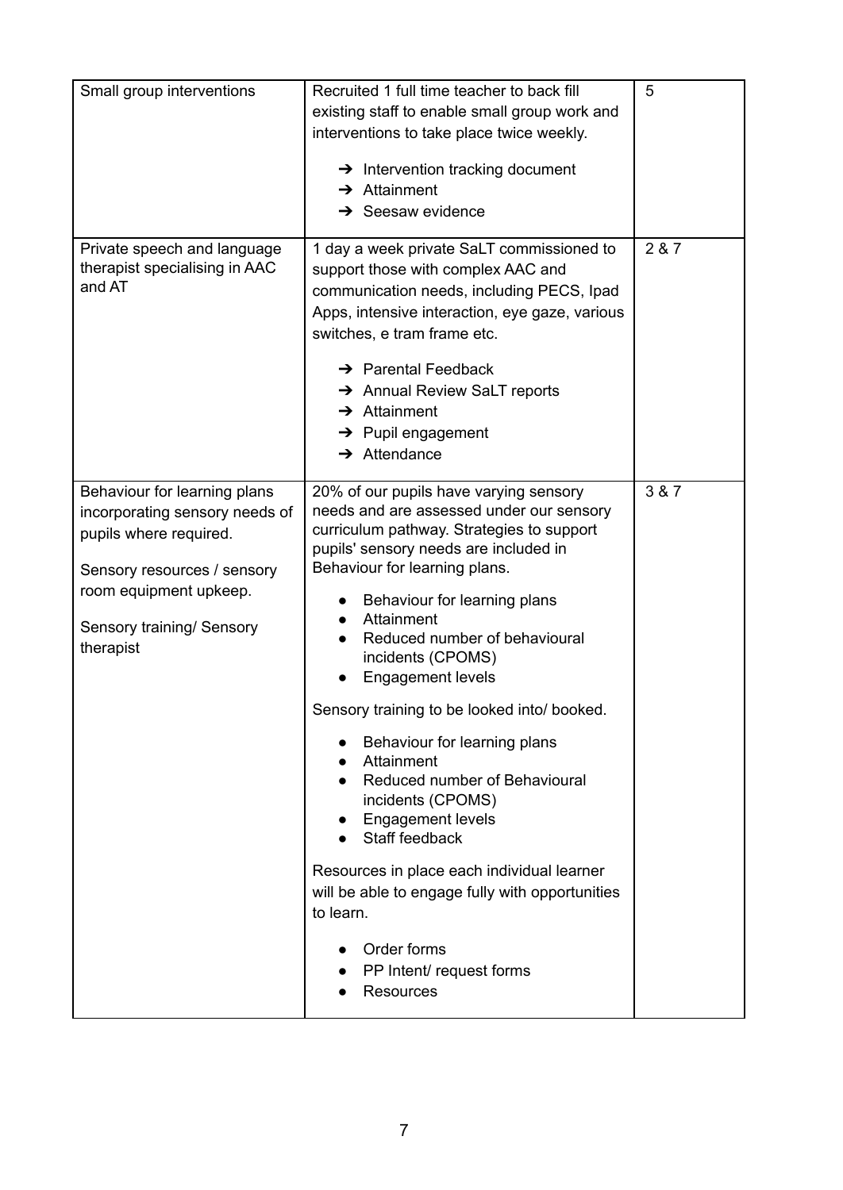| | | |
|---|---|---|
| Small group interventions | Recruited 1 full time teacher to back fill existing staff to enable small group work and interventions to take place twice weekly.<br><br>➔ Intervention tracking document<br>➔ Attainment<br>➔ Seesaw evidence | 5 |
| Private speech and language therapist specialising in AAC and AT | 1 day a week private SaLT commissioned to support those with complex AAC and communication needs, including PECS, Ipad Apps, intensive interaction, eye gaze, various switches, e tram frame etc.<br><br>➔ Parental Feedback<br>➔ Annual Review SaLT reports<br>➔ Attainment<br>➔ Pupil engagement<br>➔ Attendance | 2 & 7 |
| Behaviour for learning plans incorporating sensory needs of pupils where required.<br><br>Sensory resources / sensory room equipment upkeep.<br><br>Sensory training/ Sensory therapist | 20% of our pupils have varying sensory needs and are assessed under our sensory curriculum pathway. Strategies to support pupils' sensory needs are included in Behaviour for learning plans.<br><br>● Behaviour for learning plans<br>● Attainment<br>● Reduced number of behavioural incidents (CPOMS)<br>● Engagement levels<br><br>Sensory training to be looked into/ booked.<br><br>● Behaviour for learning plans<br>● Attainment<br>● Reduced number of Behavioural incidents (CPOMS)<br>● Engagement levels<br>● Staff feedback<br><br>Resources in place each individual learner will be able to engage fully with opportunities to learn.<br><br>● Order forms<br>● PP Intent/ request forms<br>● Resources | 3 & 7 |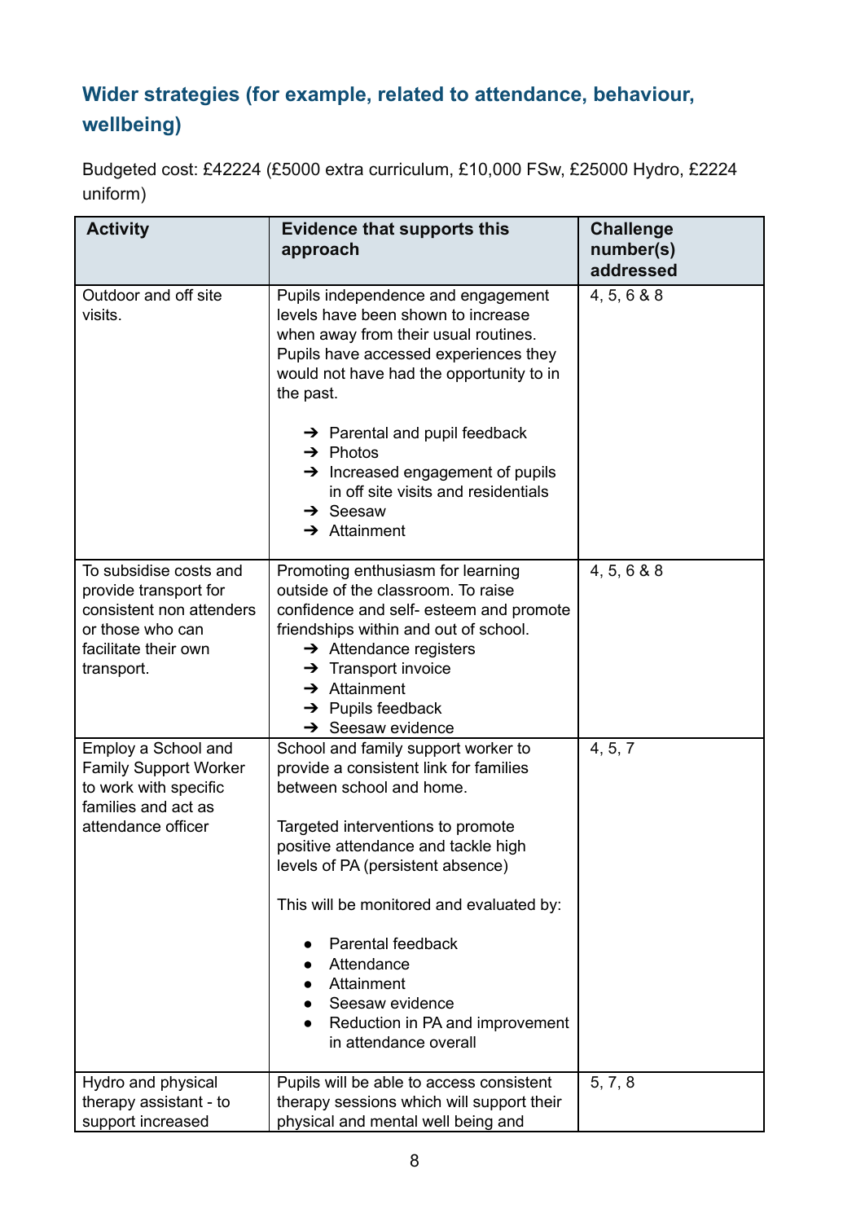## Wider strategies (for example, related to attendance, behaviour, wellbeing)

Budgeted cost: £42224 (£5000 extra curriculum, £10,000 FSw, £25000 Hydro, £2224 uniform)

| Activity | Evidence that supports this approach | Challenge number(s) addressed |
|---|---|---|
| Outdoor and off site visits. | Pupils independence and engagement levels have been shown to increase when away from their usual routines. Pupils have accessed experiences they would not have had the opportunity to in the past.<br><br>➔ Parental and pupil feedback<br>➔ Photos<br>➔ Increased engagement of pupils in off site visits and residentials<br>➔ Seesaw<br>➔ Attainment | 4, 5, 6 & 8 |
| To subsidise costs and provide transport for consistent non attenders or those who can facilitate their own transport. | Promoting enthusiasm for learning outside of the classroom. To raise confidence and self- esteem and promote friendships within and out of school.<br>➔ Attendance registers<br>➔ Transport invoice<br>➔ Attainment<br>➔ Pupils feedback<br>➔ Seesaw evidence | 4, 5, 6 & 8 |
| Employ a School and Family Support Worker to work with specific families and act as attendance officer | School and family support worker to provide a consistent link for families between school and home.<br><br>Targeted interventions to promote positive attendance and tackle high levels of PA (persistent absence)<br><br>This will be monitored and evaluated by:<br><br>● Parental feedback<br>● Attendance<br>● Attainment<br>● Seesaw evidence<br>● Reduction in PA and improvement in attendance overall | 4, 5, 7 |
| Hydro and physical therapy assistant - to support increased | Pupils will be able to access consistent therapy sessions which will support their physical and mental well being and | 5, 7, 8 |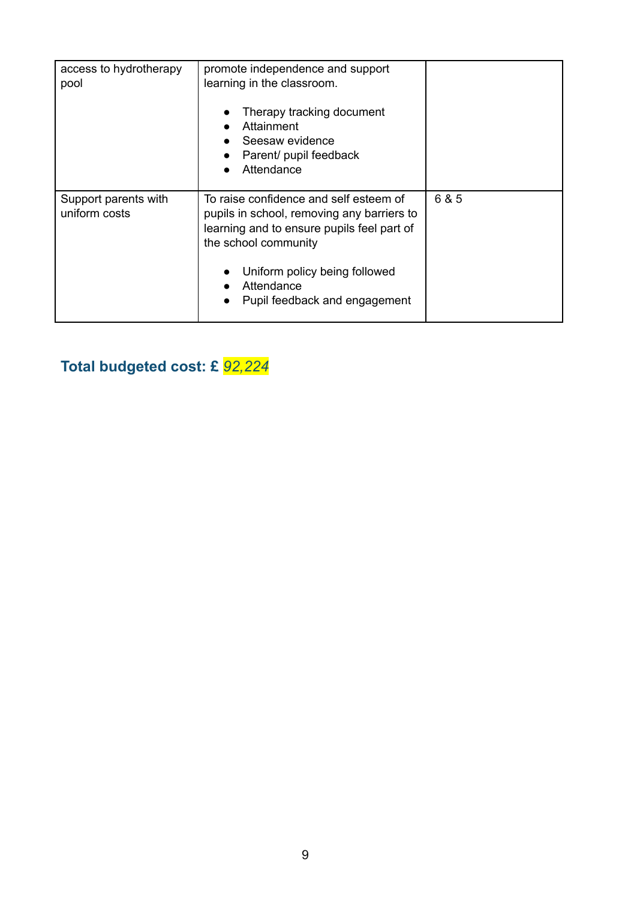| | | |
|---|---|---|
| access to hydrotherapy pool | promote independence and support learning in the classroom.<br><br>• Therapy tracking document<br>• Attainment<br>• Seesaw evidence<br>• Parent/ pupil feedback<br>• Attendance | |
| Support parents with uniform costs | To raise confidence and self esteem of pupils in school, removing any barriers to learning and to ensure pupils feel part of the school community<br><br>• Uniform policy being followed<br>• Attendance<br>• Pupil feedback and engagement | 6 & 5 |

**Total budgeted cost: £** *92,224*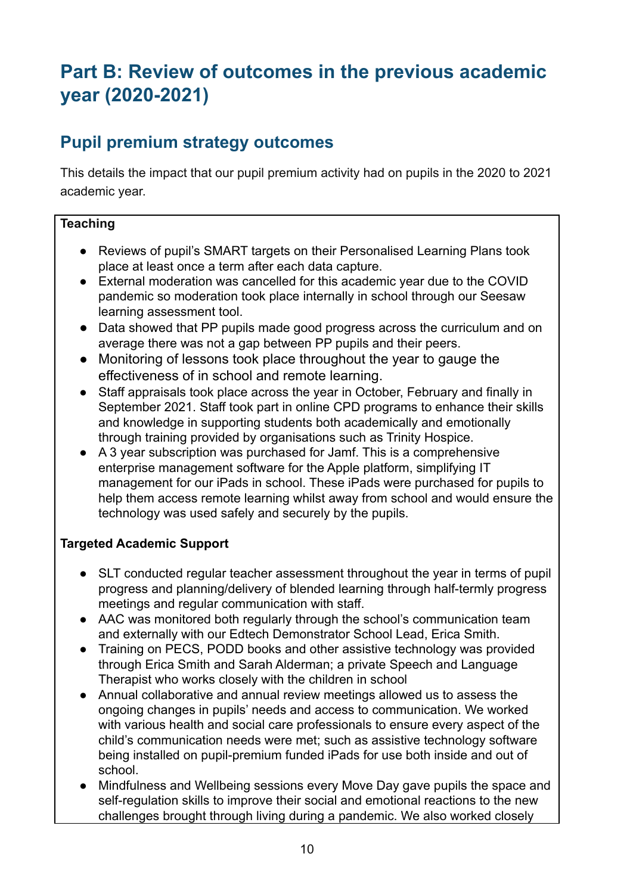# Part B: Review of outcomes in the previous academic year (2020-2021)

## Pupil premium strategy outcomes

This details the impact that our pupil premium activity had on pupils in the 2020 to 2021 academic year.

**Teaching**

- Reviews of pupil's SMART targets on their Personalised Learning Plans took place at least once a term after each data capture.
- External moderation was cancelled for this academic year due to the COVID pandemic so moderation took place internally in school through our Seesaw learning assessment tool.
- Data showed that PP pupils made good progress across the curriculum and on average there was not a gap between PP pupils and their peers.
- Monitoring of lessons took place throughout the year to gauge the effectiveness of in school and remote learning.
- Staff appraisals took place across the year in October, February and finally in September 2021. Staff took part in online CPD programs to enhance their skills and knowledge in supporting students both academically and emotionally through training provided by organisations such as Trinity Hospice.
- A 3 year subscription was purchased for Jamf. This is a comprehensive enterprise management software for the Apple platform, simplifying IT management for our iPads in school. These iPads were purchased for pupils to help them access remote learning whilst away from school and would ensure the technology was used safely and securely by the pupils.

**Targeted Academic Support**

- SLT conducted regular teacher assessment throughout the year in terms of pupil progress and planning/delivery of blended learning through half-termly progress meetings and regular communication with staff.
- AAC was monitored both regularly through the school's communication team and externally with our Edtech Demonstrator School Lead, Erica Smith.
- Training on PECS, PODD books and other assistive technology was provided through Erica Smith and Sarah Alderman; a private Speech and Language Therapist who works closely with the children in school
- Annual collaborative and annual review meetings allowed us to assess the ongoing changes in pupils' needs and access to communication. We worked with various health and social care professionals to ensure every aspect of the child's communication needs were met; such as assistive technology software being installed on pupil-premium funded iPads for use both inside and out of school.
- Mindfulness and Wellbeing sessions every Move Day gave pupils the space and self-regulation skills to improve their social and emotional reactions to the new challenges brought through living during a pandemic. We also worked closely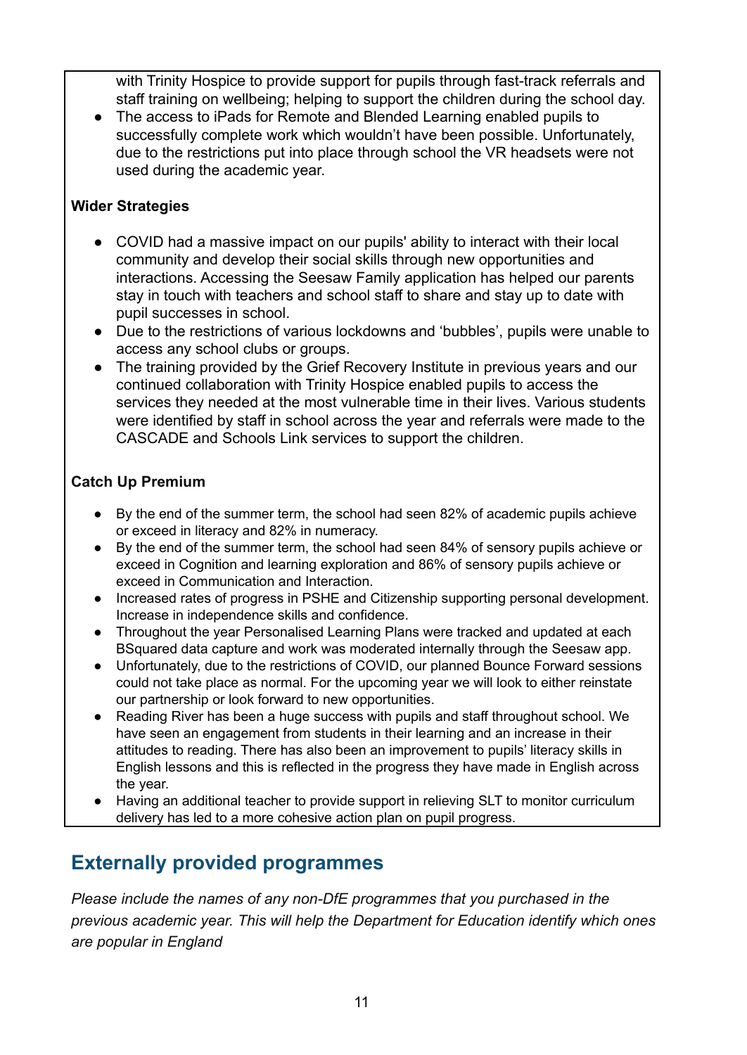with Trinity Hospice to provide support for pupils through fast-track referrals and staff training on wellbeing; helping to support the children during the school day.

- The access to iPads for Remote and Blended Learning enabled pupils to successfully complete work which wouldn't have been possible. Unfortunately, due to the restrictions put into place through school the VR headsets were not used during the academic year.

**Wider Strategies**

- COVID had a massive impact on our pupils' ability to interact with their local community and develop their social skills through new opportunities and interactions. Accessing the Seesaw Family application has helped our parents stay in touch with teachers and school staff to share and stay up to date with pupil successes in school.
- Due to the restrictions of various lockdowns and 'bubbles', pupils were unable to access any school clubs or groups.
- The training provided by the Grief Recovery Institute in previous years and our continued collaboration with Trinity Hospice enabled pupils to access the services they needed at the most vulnerable time in their lives. Various students were identified by staff in school across the year and referrals were made to the CASCADE and Schools Link services to support the children.

**Catch Up Premium**

- By the end of the summer term, the school had seen 82% of academic pupils achieve or exceed in literacy and 82% in numeracy.
- By the end of the summer term, the school had seen 84% of sensory pupils achieve or exceed in Cognition and learning exploration and 86% of sensory pupils achieve or exceed in Communication and Interaction.
- Increased rates of progress in PSHE and Citizenship supporting personal development. Increase in independence skills and confidence.
- Throughout the year Personalised Learning Plans were tracked and updated at each BSquared data capture and work was moderated internally through the Seesaw app.
- Unfortunately, due to the restrictions of COVID, our planned Bounce Forward sessions could not take place as normal. For the upcoming year we will look to either reinstate our partnership or look forward to new opportunities.
- Reading River has been a huge success with pupils and staff throughout school. We have seen an engagement from students in their learning and an increase in their attitudes to reading. There has also been an improvement to pupils' literacy skills in English lessons and this is reflected in the progress they have made in English across the year.
- Having an additional teacher to provide support in relieving SLT to monitor curriculum delivery has led to a more cohesive action plan on pupil progress.

## Externally provided programmes

*Please include the names of any non-DfE programmes that you purchased in the previous academic year. This will help the Department for Education identify which ones are popular in England*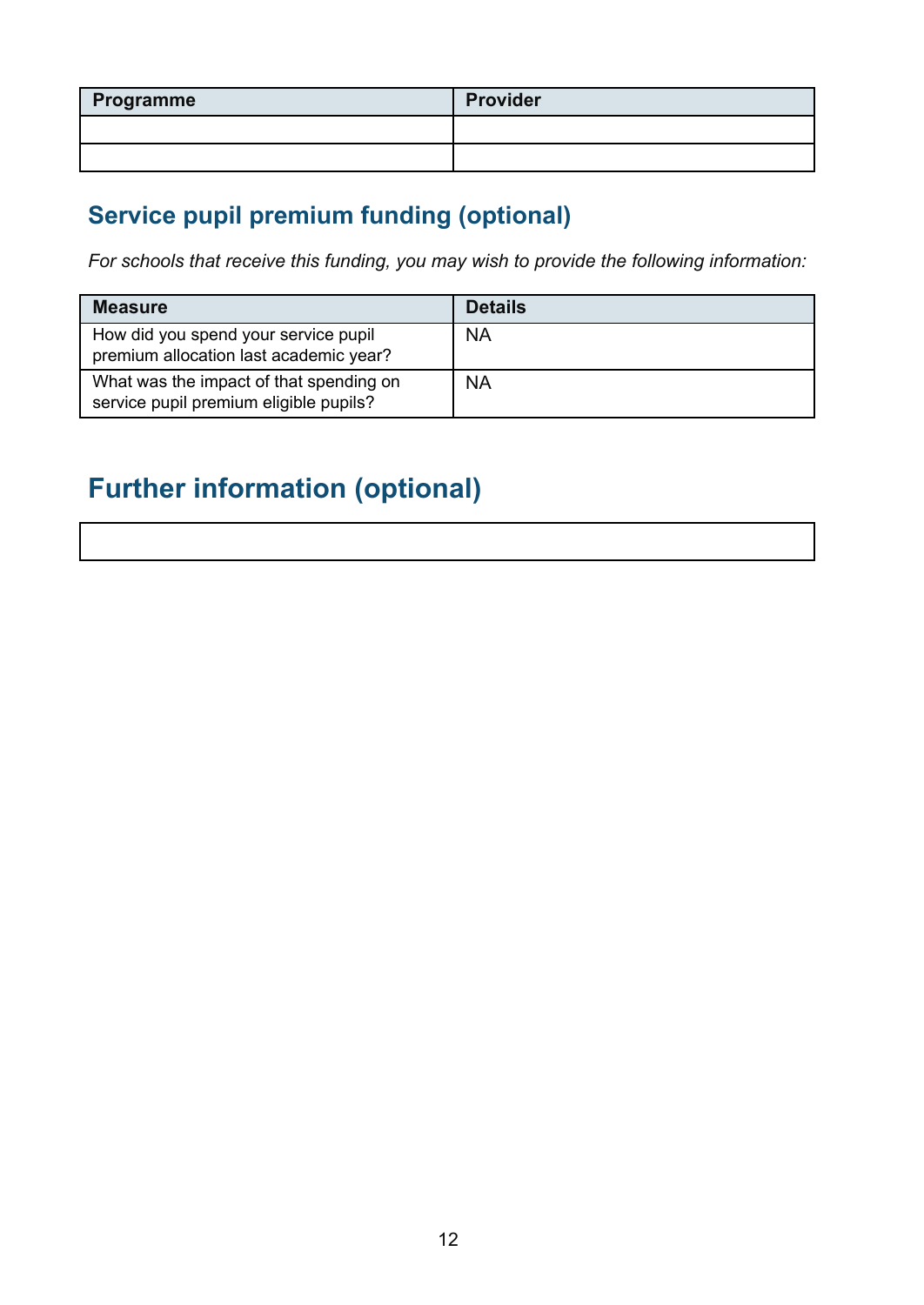| Programme | Provider |
|---|---|
| | |
| | |

## Service pupil premium funding (optional)

*For schools that receive this funding, you may wish to provide the following information:*

| Measure | Details |
|---|---|
| How did you spend your service pupil premium allocation last academic year? | NA |
| What was the impact of that spending on service pupil premium eligible pupils? | NA |

# Further information (optional)

| |
|---|
| |